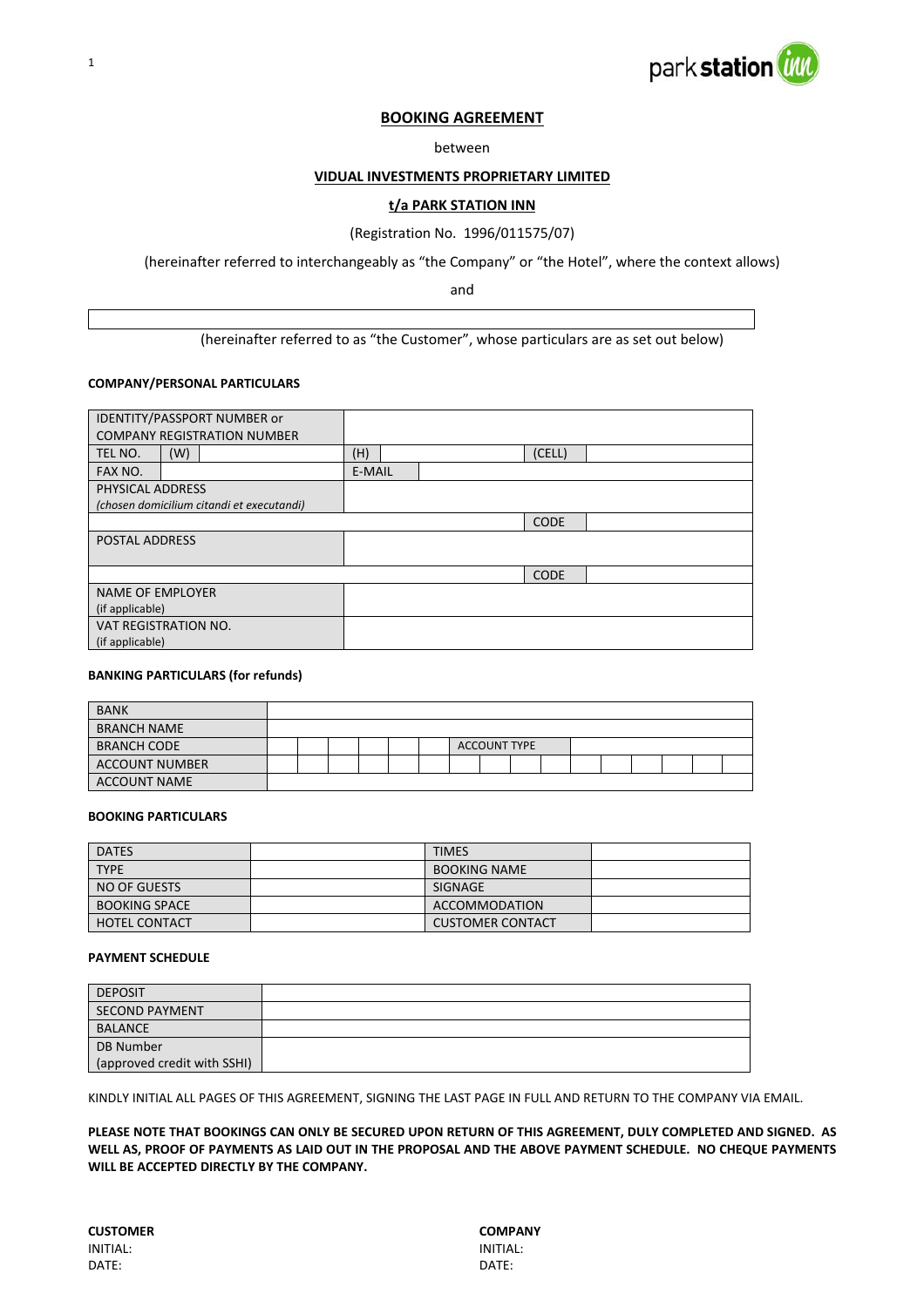**BOOKING AGREEMENT**

between

**VIDUAL INVESTMENTS PROPRIETARY LIMITED**

**t/a PARK STATION INN**

(Registration No. 1996/011575/07)

(hereinafter referred to interchangeably as "the Company" or "the Hotel", where the context allows)

and

| |
|---|
| |

(hereinafter referred to as "the Customer", whose particulars are as set out below)

**COMPANY/PERSONAL PARTICULARS**

| | | | | | | |
|---|---|---|---|---|---|---|
| IDENTITY/PASSPORT NUMBER or COMPANY REGISTRATION NUMBER | | | | | | |
| TEL NO. | (W) | | (H) | | (CELL) | |
| FAX NO. | | | E-MAIL | | | |
| PHYSICAL ADDRESS *(chosen domicilium citandi et executandi)* | | | | | | |
| | | | | | CODE | |
| POSTAL ADDRESS | | | | | | |
| | | | | | CODE | |
| NAME OF EMPLOYER (if applicable) | | | | | | |
| VAT REGISTRATION NO. (if applicable) | | | | | | |

**BANKING PARTICULARS (for refunds)**

| | | | | | | | | | | | | | | | |
|---|---|---|---|---|---|---|---|---|---|---|---|---|---|---|---|
| BANK | | | | | | | | | | | | | | | |
| BRANCH NAME | | | | | | | | | | | | | | | |
| BRANCH CODE | | | | | | | ACCOUNT TYPE | | | | | | | | |
| ACCOUNT NUMBER | | | | | | | | | | | | | | | |
| ACCOUNT NAME | | | | | | | | | | | | | | | |

**BOOKING PARTICULARS**

| | | | |
|---|---|---|---|
| DATES | | TIMES | |
| TYPE | | BOOKING NAME | |
| NO OF GUESTS | | SIGNAGE | |
| BOOKING SPACE | | ACCOMMODATION | |
| HOTEL CONTACT | | CUSTOMER CONTACT | |

**PAYMENT SCHEDULE**

| | |
|---|---|
| DEPOSIT | |
| SECOND PAYMENT | |
| BALANCE | |
| DB Number (approved credit with SSHI) | |

KINDLY INITIAL ALL PAGES OF THIS AGREEMENT, SIGNING THE LAST PAGE IN FULL AND RETURN TO THE COMPANY VIA EMAIL.

**PLEASE NOTE THAT BOOKINGS CAN ONLY BE SECURED UPON RETURN OF THIS AGREEMENT, DULY COMPLETED AND SIGNED. AS WELL AS, PROOF OF PAYMENTS AS LAID OUT IN THE PROPOSAL AND THE ABOVE PAYMENT SCHEDULE. NO CHEQUE PAYMENTS WILL BE ACCEPTED DIRECTLY BY THE COMPANY.**

**CUSTOMER**
INITIAL:
DATE:

**COMPANY**
INITIAL:
DATE: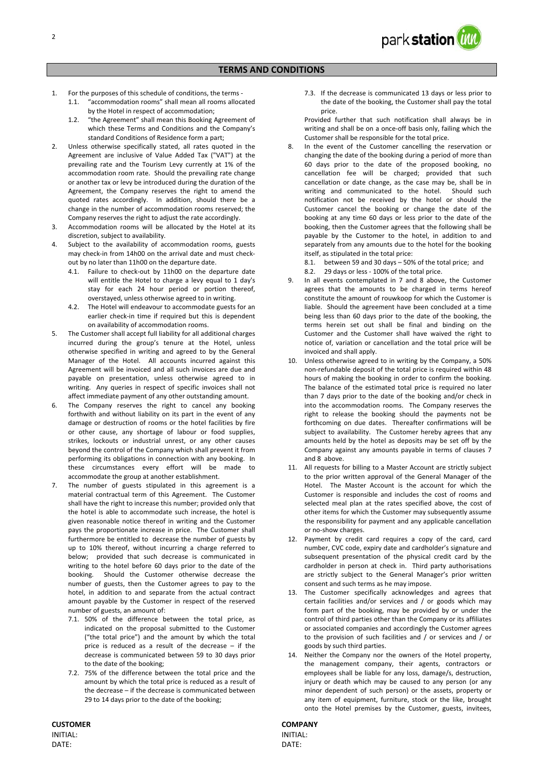## TERMS AND CONDITIONS

1. For the purposes of this schedule of conditions, the terms -
   1.1. "accommodation rooms" shall mean all rooms allocated by the Hotel in respect of accommodation;
   1.2. "the Agreement" shall mean this Booking Agreement of which these Terms and Conditions and the Company's standard Conditions of Residence form a part;
2. Unless otherwise specifically stated, all rates quoted in the Agreement are inclusive of Value Added Tax ("VAT") at the prevailing rate and the Tourism Levy currently at 1% of the accommodation room rate. Should the prevailing rate change or another tax or levy be introduced during the duration of the Agreement, the Company reserves the right to amend the quoted rates accordingly. In addition, should there be a change in the number of accommodation rooms reserved; the Company reserves the right to adjust the rate accordingly.
3. Accommodation rooms will be allocated by the Hotel at its discretion, subject to availability.
4. Subject to the availability of accommodation rooms, guests may check-in from 14h00 on the arrival date and must check-out by no later than 11h00 on the departure date.
   4.1. Failure to check-out by 11h00 on the departure date will entitle the Hotel to charge a levy equal to 1 day's stay for each 24 hour period or portion thereof, overstayed, unless otherwise agreed to in writing.
   4.2. The Hotel will endeavour to accommodate guests for an earlier check-in time if required but this is dependent on availability of accommodation rooms.
5. The Customer shall accept full liability for all additional charges incurred during the group's tenure at the Hotel, unless otherwise specified in writing and agreed to by the General Manager of the Hotel. All accounts incurred against this Agreement will be invoiced and all such invoices are due and payable on presentation, unless otherwise agreed to in writing. Any queries in respect of specific invoices shall not affect immediate payment of any other outstanding amount.
6. The Company reserves the right to cancel any booking forthwith and without liability on its part in the event of any damage or destruction of rooms or the hotel facilities by fire or other cause, any shortage of labour or food supplies, strikes, lockouts or industrial unrest, or any other causes beyond the control of the Company which shall prevent it from performing its obligations in connection with any booking. In these circumstances every effort will be made to accommodate the group at another establishment.
7. The number of guests stipulated in this agreement is a material contractual term of this Agreement. The Customer shall have the right to increase this number; provided only that the hotel is able to accommodate such increase, the hotel is given reasonable notice thereof in writing and the Customer pays the proportionate increase in price. The Customer shall furthermore be entitled to decrease the number of guests by up to 10% thereof, without incurring a charge referred to below; provided that such decrease is communicated in writing to the hotel before 60 days prior to the date of the booking. Should the Customer otherwise decrease the number of guests, then the Customer agrees to pay to the hotel, in addition to and separate from the actual contract amount payable by the Customer in respect of the reserved number of guests, an amount of:
   7.1. 50% of the difference between the total price, as indicated on the proposal submitted to the Customer ("the total price") and the amount by which the total price is reduced as a result of the decrease – if the decrease is communicated between 59 to 30 days prior to the date of the booking;
   7.2. 75% of the difference between the total price and the amount by which the total price is reduced as a result of the decrease – if the decrease is communicated between 29 to 14 days prior to the date of the booking;
   7.3. If the decrease is communicated 13 days or less prior to the date of the booking, the Customer shall pay the total price.

   Provided further that such notification shall always be in writing and shall be on a once-off basis only, failing which the Customer shall be responsible for the total price.
8. In the event of the Customer cancelling the reservation or changing the date of the booking during a period of more than 60 days prior to the date of the proposed booking, no cancellation fee will be charged; provided that such cancellation or date change, as the case may be, shall be in writing and communicated to the hotel. Should such notification not be received by the hotel or should the Customer cancel the booking or change the date of the booking at any time 60 days or less prior to the date of the booking, then the Customer agrees that the following shall be payable by the Customer to the hotel, in addition to and separately from any amounts due to the hotel for the booking itself, as stipulated in the total price:
   8.1. between 59 and 30 days – 50% of the total price; and
   8.2. 29 days or less - 100% of the total price.
9. In all events contemplated in 7 and 8 above, the Customer agrees that the amounts to be charged in terms hereof constitute the amount of rouwkoop for which the Customer is liable. Should the agreement have been concluded at a time being less than 60 days prior to the date of the booking, the terms herein set out shall be final and binding on the Customer and the Customer shall have waived the right to notice of, variation or cancellation and the total price will be invoiced and shall apply.
10. Unless otherwise agreed to in writing by the Company, a 50% non-refundable deposit of the total price is required within 48 hours of making the booking in order to confirm the booking. The balance of the estimated total price is required no later than 7 days prior to the date of the booking and/or check in into the accommodation rooms. The Company reserves the right to release the booking should the payments not be forthcoming on due dates. Thereafter confirmations will be subject to availability. The Customer hereby agrees that any amounts held by the hotel as deposits may be set off by the Company against any amounts payable in terms of clauses 7 and 8 above.
11. All requests for billing to a Master Account are strictly subject to the prior written approval of the General Manager of the Hotel. The Master Account is the account for which the Customer is responsible and includes the cost of rooms and selected meal plan at the rates specified above, the cost of other items for which the Customer may subsequently assume the responsibility for payment and any applicable cancellation or no-show charges.
12. Payment by credit card requires a copy of the card, card number, CVC code, expiry date and cardholder's signature and subsequent presentation of the physical credit card by the cardholder in person at check in. Third party authorisations are strictly subject to the General Manager's prior written consent and such terms as he may impose.
13. The Customer specifically acknowledges and agrees that certain facilities and/or services and / or goods which may form part of the booking, may be provided by or under the control of third parties other than the Company or its affiliates or associated companies and accordingly the Customer agrees to the provision of such facilities and / or services and / or goods by such third parties.
14. Neither the Company nor the owners of the Hotel property, the management company, their agents, contractors or employees shall be liable for any loss, damage/s, destruction, injury or death which may be caused to any person (or any minor dependent of such person) or the assets, property or any item of equipment, furniture, stock or the like, brought onto the Hotel premises by the Customer, guests, invitees,

**CUSTOMER**
INITIAL:
DATE:

**COMPANY**
INITIAL:
DATE: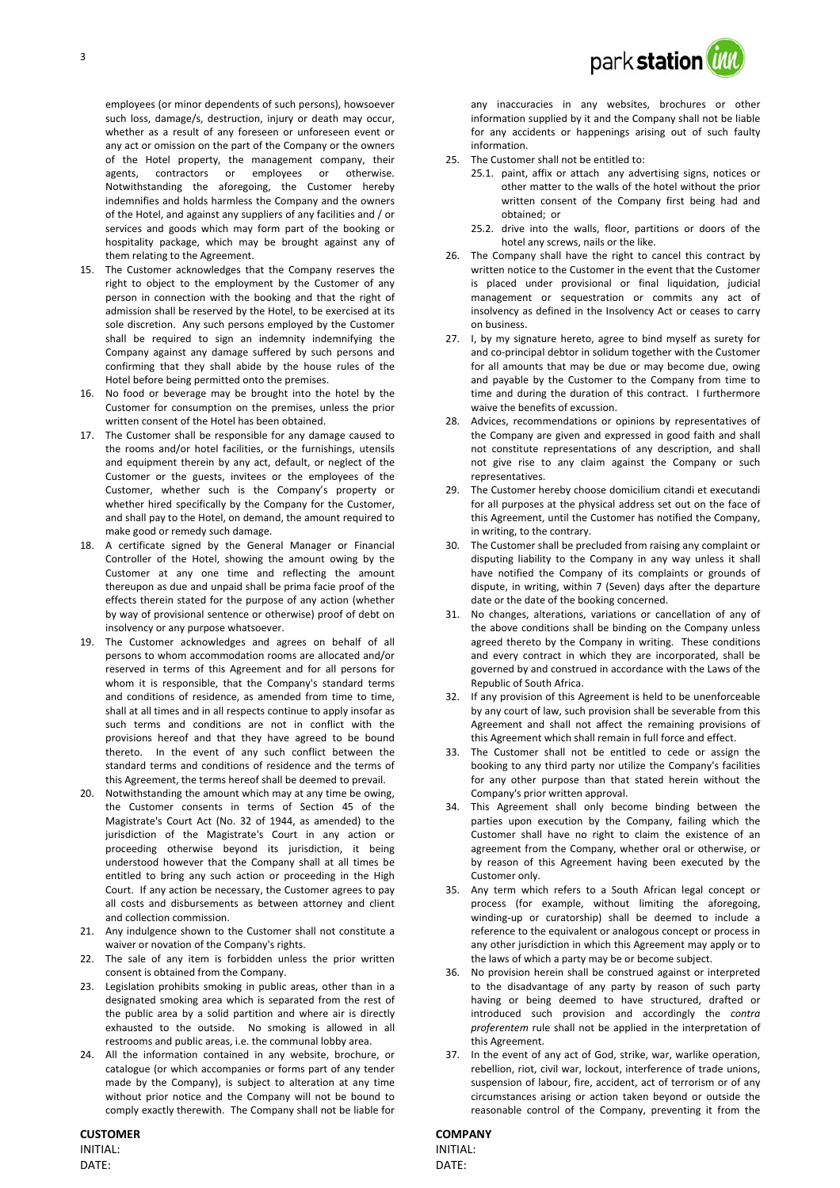employees (or minor dependents of such persons), howsoever such loss, damage/s, destruction, injury or death may occur, whether as a result of any foreseen or unforeseen event or any act or omission on the part of the Company or the owners of the Hotel property, the management company, their agents, contractors or employees or otherwise. Notwithstanding the aforegoing, the Customer hereby indemnifies and holds harmless the Company and the owners of the Hotel, and against any suppliers of any facilities and / or services and goods which may form part of the booking or hospitality package, which may be brought against any of them relating to the Agreement.

15. The Customer acknowledges that the Company reserves the right to object to the employment by the Customer of any person in connection with the booking and that the right of admission shall be reserved by the Hotel, to be exercised at its sole discretion. Any such persons employed by the Customer shall be required to sign an indemnity indemnifying the Company against any damage suffered by such persons and confirming that they shall abide by the house rules of the Hotel before being permitted onto the premises.
16. No food or beverage may be brought into the hotel by the Customer for consumption on the premises, unless the prior written consent of the Hotel has been obtained.
17. The Customer shall be responsible for any damage caused to the rooms and/or hotel facilities, or the furnishings, utensils and equipment therein by any act, default, or neglect of the Customer or the guests, invitees or the employees of the Customer, whether such is the Company's property or whether hired specifically by the Company for the Customer, and shall pay to the Hotel, on demand, the amount required to make good or remedy such damage.
18. A certificate signed by the General Manager or Financial Controller of the Hotel, showing the amount owing by the Customer at any one time and reflecting the amount thereupon as due and unpaid shall be prima facie proof of the effects therein stated for the purpose of any action (whether by way of provisional sentence or otherwise) proof of debt on insolvency or any purpose whatsoever.
19. The Customer acknowledges and agrees on behalf of all persons to whom accommodation rooms are allocated and/or reserved in terms of this Agreement and for all persons for whom it is responsible, that the Company's standard terms and conditions of residence, as amended from time to time, shall at all times and in all respects continue to apply insofar as such terms and conditions are not in conflict with the provisions hereof and that they have agreed to be bound thereto. In the event of any such conflict between the standard terms and conditions of residence and the terms of this Agreement, the terms hereof shall be deemed to prevail.
20. Notwithstanding the amount which may at any time be owing, the Customer consents in terms of Section 45 of the Magistrate's Court Act (No. 32 of 1944, as amended) to the jurisdiction of the Magistrate's Court in any action or proceeding otherwise beyond its jurisdiction, it being understood however that the Company shall at all times be entitled to bring any such action or proceeding in the High Court. If any action be necessary, the Customer agrees to pay all costs and disbursements as between attorney and client and collection commission.
21. Any indulgence shown to the Customer shall not constitute a waiver or novation of the Company's rights.
22. The sale of any item is forbidden unless the prior written consent is obtained from the Company.
23. Legislation prohibits smoking in public areas, other than in a designated smoking area which is separated from the rest of the public area by a solid partition and where air is directly exhausted to the outside. No smoking is allowed in all restrooms and public areas, i.e. the communal lobby area.
24. All the information contained in any website, brochure, or catalogue (or which accompanies or forms part of any tender made by the Company), is subject to alteration at any time without prior notice and the Company will not be bound to comply exactly therewith. The Company shall not be liable for any inaccuracies in any websites, brochures or other information supplied by it and the Company shall not be liable for any accidents or happenings arising out of such faulty information.
25. The Customer shall not be entitled to:
    25.1. paint, affix or attach any advertising signs, notices or other matter to the walls of the hotel without the prior written consent of the Company first being had and obtained; or
    25.2. drive into the walls, floor, partitions or doors of the hotel any screws, nails or the like.
26. The Company shall have the right to cancel this contract by written notice to the Customer in the event that the Customer is placed under provisional or final liquidation, judicial management or sequestration or commits any act of insolvency as defined in the Insolvency Act or ceases to carry on business.
27. I, by my signature hereto, agree to bind myself as surety for and co-principal debtor in solidum together with the Customer for all amounts that may be due or may become due, owing and payable by the Customer to the Company from time to time and during the duration of this contract. I furthermore waive the benefits of excussion.
28. Advices, recommendations or opinions by representatives of the Company are given and expressed in good faith and shall not constitute representations of any description, and shall not give rise to any claim against the Company or such representatives.
29. The Customer hereby choose domicilium citandi et executandi for all purposes at the physical address set out on the face of this Agreement, until the Customer has notified the Company, in writing, to the contrary.
30. The Customer shall be precluded from raising any complaint or disputing liability to the Company in any way unless it shall have notified the Company of its complaints or grounds of dispute, in writing, within 7 (Seven) days after the departure date or the date of the booking concerned.
31. No changes, alterations, variations or cancellation of any of the above conditions shall be binding on the Company unless agreed thereto by the Company in writing. These conditions and every contract in which they are incorporated, shall be governed by and construed in accordance with the Laws of the Republic of South Africa.
32. If any provision of this Agreement is held to be unenforceable by any court of law, such provision shall be severable from this Agreement and shall not affect the remaining provisions of this Agreement which shall remain in full force and effect.
33. The Customer shall not be entitled to cede or assign the booking to any third party nor utilize the Company's facilities for any other purpose than that stated herein without the Company's prior written approval.
34. This Agreement shall only become binding between the parties upon execution by the Company, failing which the Customer shall have no right to claim the existence of an agreement from the Company, whether oral or otherwise, or by reason of this Agreement having been executed by the Customer only.
35. Any term which refers to a South African legal concept or process (for example, without limiting the aforegoing, winding-up or curatorship) shall be deemed to include a reference to the equivalent or analogous concept or process in any other jurisdiction in which this Agreement may apply or to the laws of which a party may be or become subject.
36. No provision herein shall be construed against or interpreted to the disadvantage of any party by reason of such party having or being deemed to have structured, drafted or introduced such provision and accordingly the *contra proferentem* rule shall not be applied in the interpretation of this Agreement.
37. In the event of any act of God, strike, war, warlike operation, rebellion, riot, civil war, lockout, interference of trade unions, suspension of labour, fire, accident, act of terrorism or of any circumstances arising or action taken beyond or outside the reasonable control of the Company, preventing it from the

**CUSTOMER**
INITIAL:
DATE:

**COMPANY**
INITIAL:
DATE: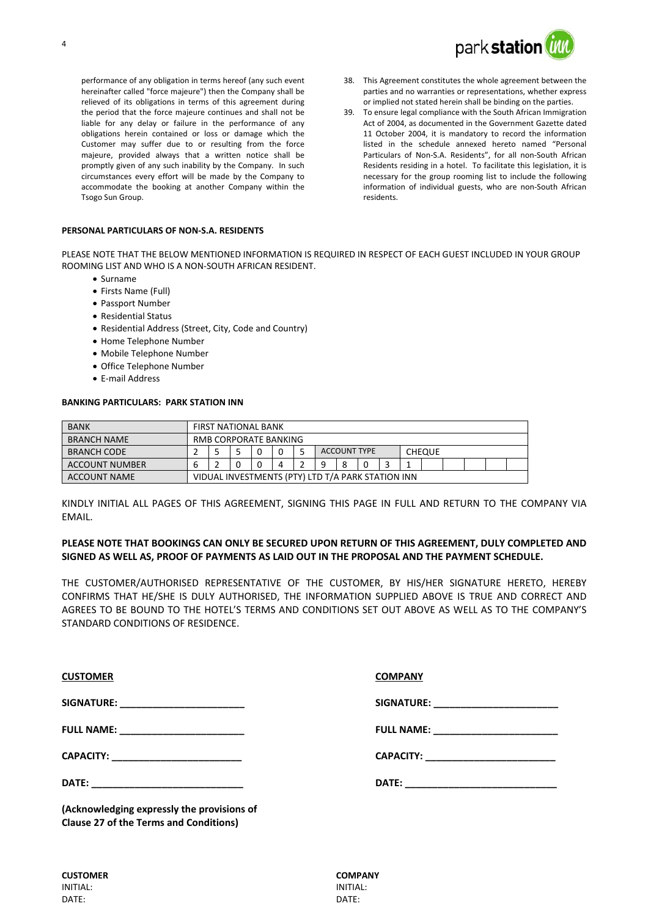performance of any obligation in terms hereof (any such event hereinafter called "force majeure") then the Company shall be relieved of its obligations in terms of this agreement during the period that the force majeure continues and shall not be liable for any delay or failure in the performance of any obligations herein contained or loss or damage which the Customer may suffer due to or resulting from the force majeure, provided always that a written notice shall be promptly given of any such inability by the Company. In such circumstances every effort will be made by the Company to accommodate the booking at another Company within the Tsogo Sun Group.

38. This Agreement constitutes the whole agreement between the parties and no warranties or representations, whether express or implied not stated herein shall be binding on the parties.
39. To ensure legal compliance with the South African Immigration Act of 2004, as documented in the Government Gazette dated 11 October 2004, it is mandatory to record the information listed in the schedule annexed hereto named "Personal Particulars of Non-S.A. Residents", for all non-South African Residents residing in a hotel. To facilitate this legislation, it is necessary for the group rooming list to include the following information of individual guests, who are non-South African residents.

**PERSONAL PARTICULARS OF NON-S.A. RESIDENTS**

PLEASE NOTE THAT THE BELOW MENTIONED INFORMATION IS REQUIRED IN RESPECT OF EACH GUEST INCLUDED IN YOUR GROUP ROOMING LIST AND WHO IS A NON-SOUTH AFRICAN RESIDENT.

- Surname
- Firsts Name (Full)
- Passport Number
- Residential Status
- Residential Address (Street, City, Code and Country)
- Home Telephone Number
- Mobile Telephone Number
- Office Telephone Number
- E-mail Address

**BANKING PARTICULARS: PARK STATION INN**

| | | | |
|---|---|---|---|
| BANK | FIRST NATIONAL BANK | | |
| BRANCH NAME | RMB CORPORATE BANKING | | |
| BRANCH CODE | 2 5 5 0 0 5 | ACCOUNT TYPE | CHEQUE |
| ACCOUNT NUMBER | 6 2 0 0 4 2 9 8 0 3 1 | | |
| ACCOUNT NAME | VIDUAL INVESTMENTS (PTY) LTD T/A PARK STATION INN | | |

KINDLY INITIAL ALL PAGES OF THIS AGREEMENT, SIGNING THIS PAGE IN FULL AND RETURN TO THE COMPANY VIA EMAIL.

**PLEASE NOTE THAT BOOKINGS CAN ONLY BE SECURED UPON RETURN OF THIS AGREEMENT, DULY COMPLETED AND SIGNED AS WELL AS, PROOF OF PAYMENTS AS LAID OUT IN THE PROPOSAL AND THE PAYMENT SCHEDULE.**

THE CUSTOMER/AUTHORISED REPRESENTATIVE OF THE CUSTOMER, BY HIS/HER SIGNATURE HERETO, HEREBY CONFIRMS THAT HE/SHE IS DULY AUTHORISED, THE INFORMATION SUPPLIED ABOVE IS TRUE AND CORRECT AND AGREES TO BE BOUND TO THE HOTEL'S TERMS AND CONDITIONS SET OUT ABOVE AS WELL AS TO THE COMPANY'S STANDARD CONDITIONS OF RESIDENCE.

**CUSTOMER**

**SIGNATURE:** ______________________

**FULL NAME:** ______________________

**CAPACITY:** ______________________

**DATE:** ______________________

**(Acknowledging expressly the provisions of Clause 27 of the Terms and Conditions)**

**COMPANY**

**SIGNATURE:** ______________________

**FULL NAME:** ______________________

**CAPACITY:** ______________________

**DATE:** ______________________